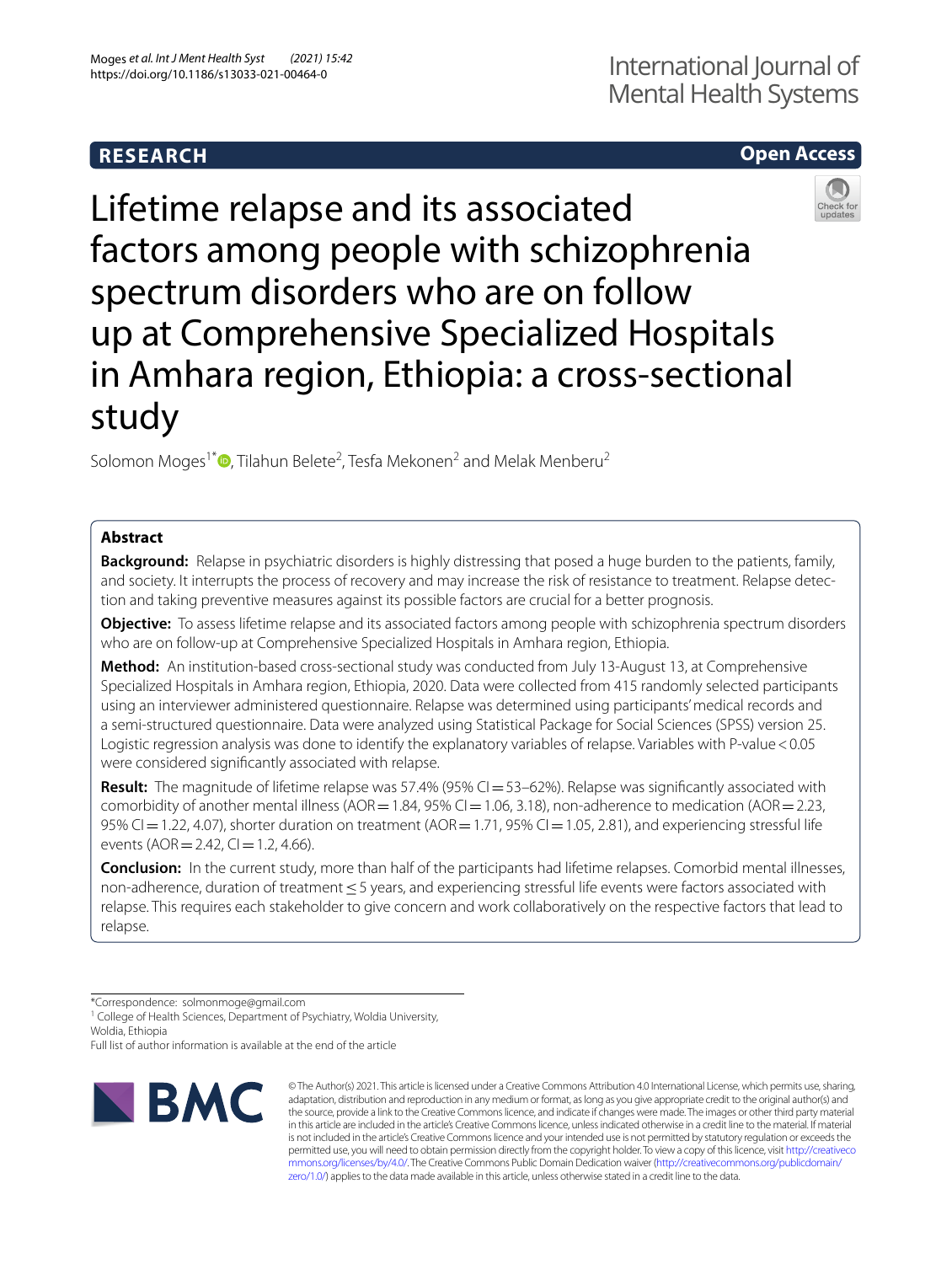RESEARCH

Open Access

# Lifetime relapse and its associated factors among people with schizophrenia spectrum disorders who are on follow up at Comprehensive Specialized Hospitals in Amhara region, Ethiopia: a cross-sectional study

Solomon Moges[1*], Tilahun Belete[2], Tesfa Mekonen[2] and Melak Menberu[2]

## Abstract

**Background:** Relapse in psychiatric disorders is highly distressing that posed a huge burden to the patients, family, and society. It interrupts the process of recovery and may increase the risk of resistance to treatment. Relapse detection and taking preventive measures against its possible factors are crucial for a better prognosis.

**Objective:** To assess lifetime relapse and its associated factors among people with schizophrenia spectrum disorders who are on follow-up at Comprehensive Specialized Hospitals in Amhara region, Ethiopia.

**Method:** An institution-based cross-sectional study was conducted from July 13-August 13, at Comprehensive Specialized Hospitals in Amhara region, Ethiopia, 2020. Data were collected from 415 randomly selected participants using an interviewer administered questionnaire. Relapse was determined using participants' medical records and a semi-structured questionnaire. Data were analyzed using Statistical Package for Social Sciences (SPSS) version 25. Logistic regression analysis was done to identify the explanatory variables of relapse. Variables with P-value < 0.05 were considered significantly associated with relapse.

**Result:** The magnitude of lifetime relapse was 57.4% (95% CI = 53–62%). Relapse was significantly associated with comorbidity of another mental illness (AOR = 1.84, 95% CI = 1.06, 3.18), non-adherence to medication (AOR = 2.23, 95% CI = 1.22, 4.07), shorter duration on treatment (AOR = 1.71, 95% CI = 1.05, 2.81), and experiencing stressful life events (AOR = 2.42, CI = 1.2, 4.66).

**Conclusion:** In the current study, more than half of the participants had lifetime relapses. Comorbid mental illnesses, non-adherence, duration of treatment ≤ 5 years, and experiencing stressful life events were factors associated with relapse. This requires each stakeholder to give concern and work collaboratively on the respective factors that lead to relapse.

*Correspondence: solmonmoge@gmail.com
[1] College of Health Sciences, Department of Psychiatry, Woldia University, Woldia, Ethiopia
Full list of author information is available at the end of the article

© The Author(s) 2021. This article is licensed under a Creative Commons Attribution 4.0 International License, which permits use, sharing, adaptation, distribution and reproduction in any medium or format, as long as you give appropriate credit to the original author(s) and the source, provide a link to the Creative Commons licence, and indicate if changes were made. The images or other third party material in this article are included in the article's Creative Commons licence, unless indicated otherwise in a credit line to the material. If material is not included in the article's Creative Commons licence and your intended use is not permitted by statutory regulation or exceeds the permitted use, you will need to obtain permission directly from the copyright holder. To view a copy of this licence, visit http://creativecommons.org/licenses/by/4.0/. The Creative Commons Public Domain Dedication waiver (http://creativecommons.org/publicdomain/zero/1.0/) applies to the data made available in this article, unless otherwise stated in a credit line to the data.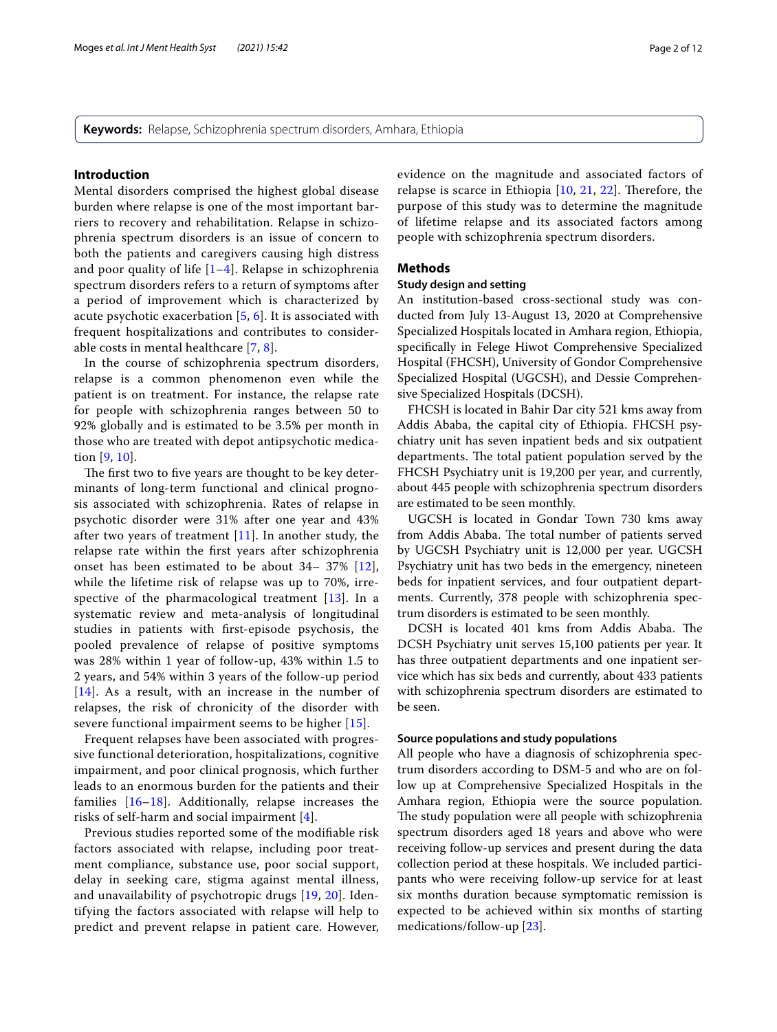**Keywords:** Relapse, Schizophrenia spectrum disorders, Amhara, Ethiopia

## Introduction

Mental disorders comprised the highest global disease burden where relapse is one of the most important barriers to recovery and rehabilitation. Relapse in schizophrenia spectrum disorders is an issue of concern to both the patients and caregivers causing high distress and poor quality of life [1–4]. Relapse in schizophrenia spectrum disorders refers to a return of symptoms after a period of improvement which is characterized by acute psychotic exacerbation [5, 6]. It is associated with frequent hospitalizations and contributes to considerable costs in mental healthcare [7, 8].

In the course of schizophrenia spectrum disorders, relapse is a common phenomenon even while the patient is on treatment. For instance, the relapse rate for people with schizophrenia ranges between 50 to 92% globally and is estimated to be 3.5% per month in those who are treated with depot antipsychotic medication [9, 10].

The first two to five years are thought to be key determinants of long-term functional and clinical prognosis associated with schizophrenia. Rates of relapse in psychotic disorder were 31% after one year and 43% after two years of treatment [11]. In another study, the relapse rate within the first years after schizophrenia onset has been estimated to be about 34– 37% [12], while the lifetime risk of relapse was up to 70%, irrespective of the pharmacological treatment [13]. In a systematic review and meta-analysis of longitudinal studies in patients with first-episode psychosis, the pooled prevalence of relapse of positive symptoms was 28% within 1 year of follow-up, 43% within 1.5 to 2 years, and 54% within 3 years of the follow-up period [14]. As a result, with an increase in the number of relapses, the risk of chronicity of the disorder with severe functional impairment seems to be higher [15].

Frequent relapses have been associated with progressive functional deterioration, hospitalizations, cognitive impairment, and poor clinical prognosis, which further leads to an enormous burden for the patients and their families [16–18]. Additionally, relapse increases the risks of self-harm and social impairment [4].

Previous studies reported some of the modifiable risk factors associated with relapse, including poor treatment compliance, substance use, poor social support, delay in seeking care, stigma against mental illness, and unavailability of psychotropic drugs [19, 20]. Identifying the factors associated with relapse will help to predict and prevent relapse in patient care. However, evidence on the magnitude and associated factors of relapse is scarce in Ethiopia [10, 21, 22]. Therefore, the purpose of this study was to determine the magnitude of lifetime relapse and its associated factors among people with schizophrenia spectrum disorders.

## Methods

### Study design and setting

An institution-based cross-sectional study was conducted from July 13-August 13, 2020 at Comprehensive Specialized Hospitals located in Amhara region, Ethiopia, specifically in Felege Hiwot Comprehensive Specialized Hospital (FHCSH), University of Gondor Comprehensive Specialized Hospital (UGCSH), and Dessie Comprehensive Specialized Hospitals (DCSH).

FHCSH is located in Bahir Dar city 521 kms away from Addis Ababa, the capital city of Ethiopia. FHCSH psychiatry unit has seven inpatient beds and six outpatient departments. The total patient population served by the FHCSH Psychiatry unit is 19,200 per year, and currently, about 445 people with schizophrenia spectrum disorders are estimated to be seen monthly.

UGCSH is located in Gondar Town 730 kms away from Addis Ababa. The total number of patients served by UGCSH Psychiatry unit is 12,000 per year. UGCSH Psychiatry unit has two beds in the emergency, nineteen beds for inpatient services, and four outpatient departments. Currently, 378 people with schizophrenia spectrum disorders is estimated to be seen monthly.

DCSH is located 401 kms from Addis Ababa. The DCSH Psychiatry unit serves 15,100 patients per year. It has three outpatient departments and one inpatient service which has six beds and currently, about 433 patients with schizophrenia spectrum disorders are estimated to be seen.

### Source populations and study populations

All people who have a diagnosis of schizophrenia spectrum disorders according to DSM-5 and who are on follow up at Comprehensive Specialized Hospitals in the Amhara region, Ethiopia were the source population. The study population were all people with schizophrenia spectrum disorders aged 18 years and above who were receiving follow-up services and present during the data collection period at these hospitals. We included participants who were receiving follow-up service for at least six months duration because symptomatic remission is expected to be achieved within six months of starting medications/follow-up [23].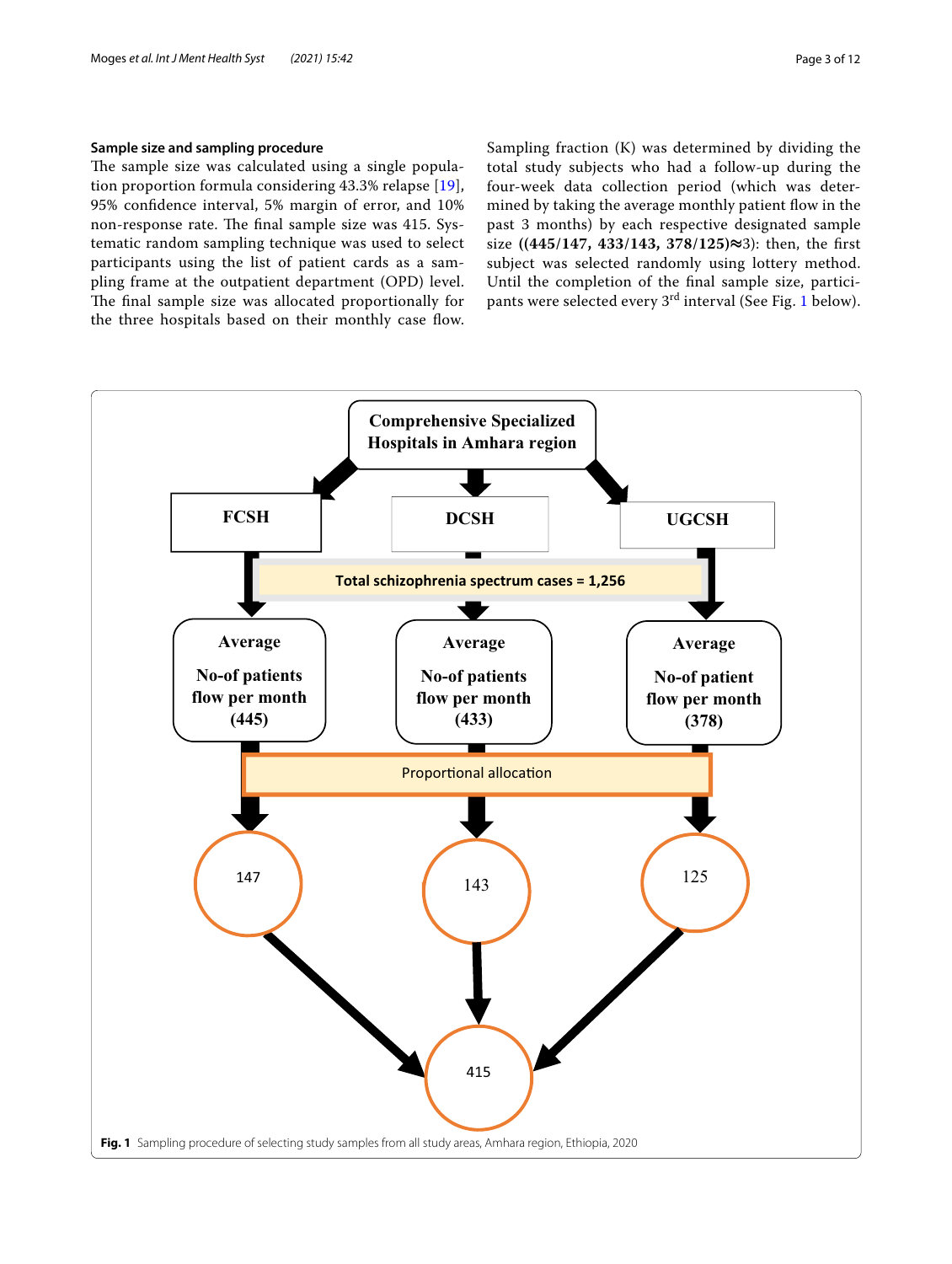### Sample size and sampling procedure

The sample size was calculated using a single population proportion formula considering 43.3% relapse [19], 95% confidence interval, 5% margin of error, and 10% non-response rate. The final sample size was 415. Systematic random sampling technique was used to select participants using the list of patient cards as a sampling frame at the outpatient department (OPD) level. The final sample size was allocated proportionally for the three hospitals based on their monthly case flow. Sampling fraction (K) was determined by dividing the total study subjects who had a follow-up during the four-week data collection period (which was determined by taking the average monthly patient flow in the past 3 months) by each respective designated sample size **((445/147, 433/143, 378/125)≈**3): then, the first subject was selected randomly using lottery method. Until the completion of the final sample size, participants were selected every 3rd interval (See Fig. 1 below).

**Fig. 1** Sampling procedure of selecting study samples from all study areas, Amhara region, Ethiopia, 2020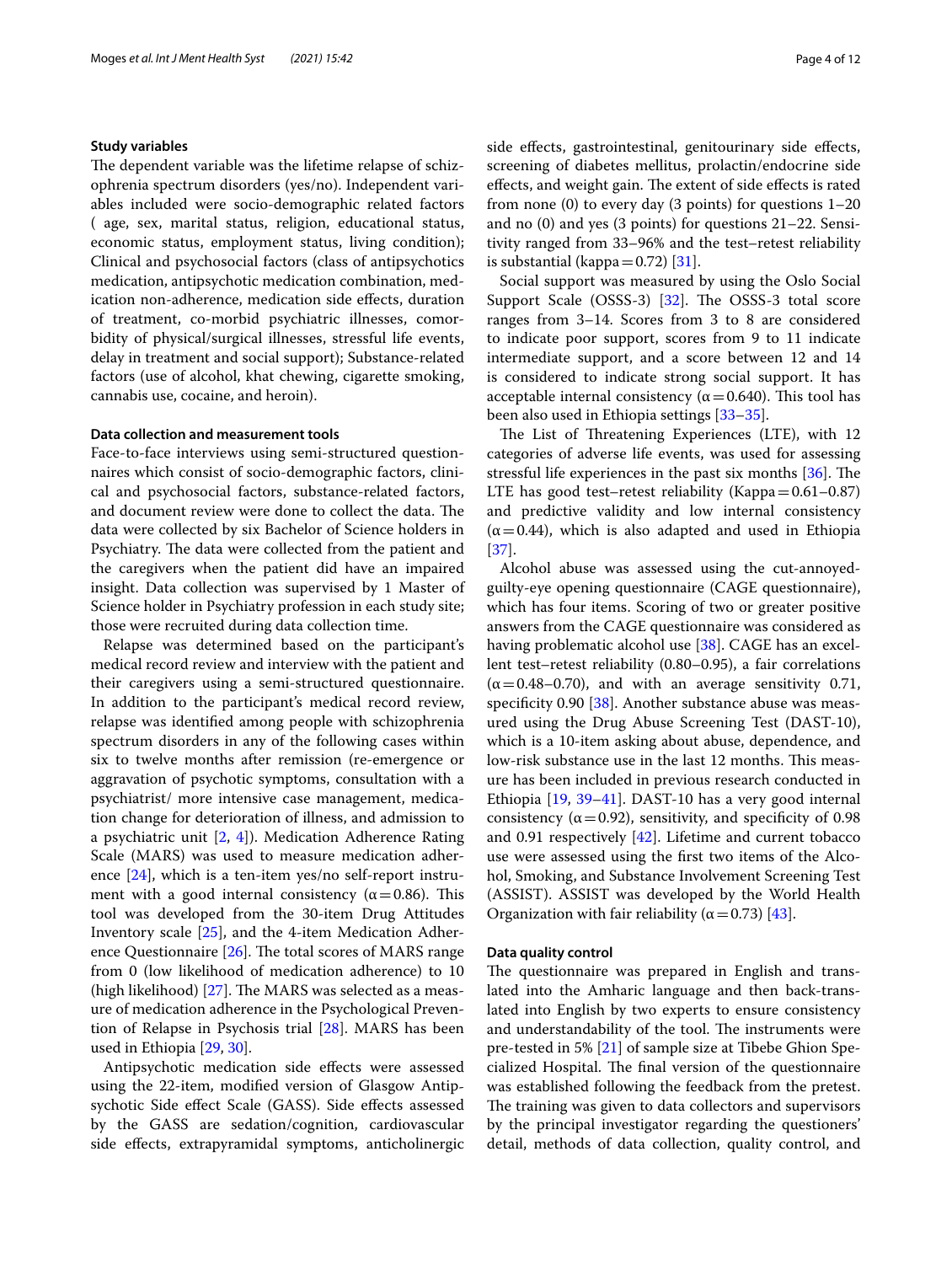### Study variables

The dependent variable was the lifetime relapse of schizophrenia spectrum disorders (yes/no). Independent variables included were socio-demographic related factors ( age, sex, marital status, religion, educational status, economic status, employment status, living condition); Clinical and psychosocial factors (class of antipsychotics medication, antipsychotic medication combination, medication non-adherence, medication side effects, duration of treatment, co-morbid psychiatric illnesses, comorbidity of physical/surgical illnesses, stressful life events, delay in treatment and social support); Substance-related factors (use of alcohol, khat chewing, cigarette smoking, cannabis use, cocaine, and heroin).

### Data collection and measurement tools

Face-to-face interviews using semi-structured questionnaires which consist of socio-demographic factors, clinical and psychosocial factors, substance-related factors, and document review were done to collect the data. The data were collected by six Bachelor of Science holders in Psychiatry. The data were collected from the patient and the caregivers when the patient did have an impaired insight. Data collection was supervised by 1 Master of Science holder in Psychiatry profession in each study site; those were recruited during data collection time.

Relapse was determined based on the participant's medical record review and interview with the patient and their caregivers using a semi-structured questionnaire. In addition to the participant's medical record review, relapse was identified among people with schizophrenia spectrum disorders in any of the following cases within six to twelve months after remission (re-emergence or aggravation of psychotic symptoms, consultation with a psychiatrist/ more intensive case management, medication change for deterioration of illness, and admission to a psychiatric unit [2, 4]). Medication Adherence Rating Scale (MARS) was used to measure medication adherence [24], which is a ten-item yes/no self-report instrument with a good internal consistency ($\alpha = 0.86$). This tool was developed from the 30-item Drug Attitudes Inventory scale [25], and the 4-item Medication Adherence Questionnaire [26]. The total scores of MARS range from 0 (low likelihood of medication adherence) to 10 (high likelihood) [27]. The MARS was selected as a measure of medication adherence in the Psychological Prevention of Relapse in Psychosis trial [28]. MARS has been used in Ethiopia [29, 30].

Antipsychotic medication side effects were assessed using the 22-item, modified version of Glasgow Antipsychotic Side effect Scale (GASS). Side effects assessed by the GASS are sedation/cognition, cardiovascular side effects, extrapyramidal symptoms, anticholinergic side effects, gastrointestinal, genitourinary side effects, screening of diabetes mellitus, prolactin/endocrine side effects, and weight gain. The extent of side effects is rated from none (0) to every day (3 points) for questions 1–20 and no (0) and yes (3 points) for questions 21–22. Sensitivity ranged from 33–96% and the test–retest reliability is substantial (kappa = 0.72) [31].

Social support was measured by using the Oslo Social Support Scale (OSSS-3) [32]. The OSSS-3 total score ranges from 3–14. Scores from 3 to 8 are considered to indicate poor support, scores from 9 to 11 indicate intermediate support, and a score between 12 and 14 is considered to indicate strong social support. It has acceptable internal consistency ($\alpha = 0.640$). This tool has been also used in Ethiopia settings [33–35].

The List of Threatening Experiences (LTE), with 12 categories of adverse life events, was used for assessing stressful life experiences in the past six months [36]. The LTE has good test–retest reliability (Kappa = 0.61–0.87) and predictive validity and low internal consistency ($\alpha = 0.44$), which is also adapted and used in Ethiopia [37].

Alcohol abuse was assessed using the cut-annoyed-guilty-eye opening questionnaire (CAGE questionnaire), which has four items. Scoring of two or greater positive answers from the CAGE questionnaire was considered as having problematic alcohol use [38]. CAGE has an excellent test–retest reliability (0.80–0.95), a fair correlations ($\alpha = 0.48$–$0.70$), and with an average sensitivity 0.71, specificity 0.90 [38]. Another substance abuse was measured using the Drug Abuse Screening Test (DAST-10), which is a 10-item asking about abuse, dependence, and low-risk substance use in the last 12 months. This measure has been included in previous research conducted in Ethiopia [19, 39–41]. DAST-10 has a very good internal consistency ($\alpha = 0.92$), sensitivity, and specificity of 0.98 and 0.91 respectively [42]. Lifetime and current tobacco use were assessed using the first two items of the Alcohol, Smoking, and Substance Involvement Screening Test (ASSIST). ASSIST was developed by the World Health Organization with fair reliability ($\alpha = 0.73$) [43].

### Data quality control

The questionnaire was prepared in English and translated into the Amharic language and then back-translated into English by two experts to ensure consistency and understandability of the tool. The instruments were pre-tested in 5% [21] of sample size at Tibebe Ghion Specialized Hospital. The final version of the questionnaire was established following the feedback from the pretest. The training was given to data collectors and supervisors by the principal investigator regarding the questioners' detail, methods of data collection, quality control, and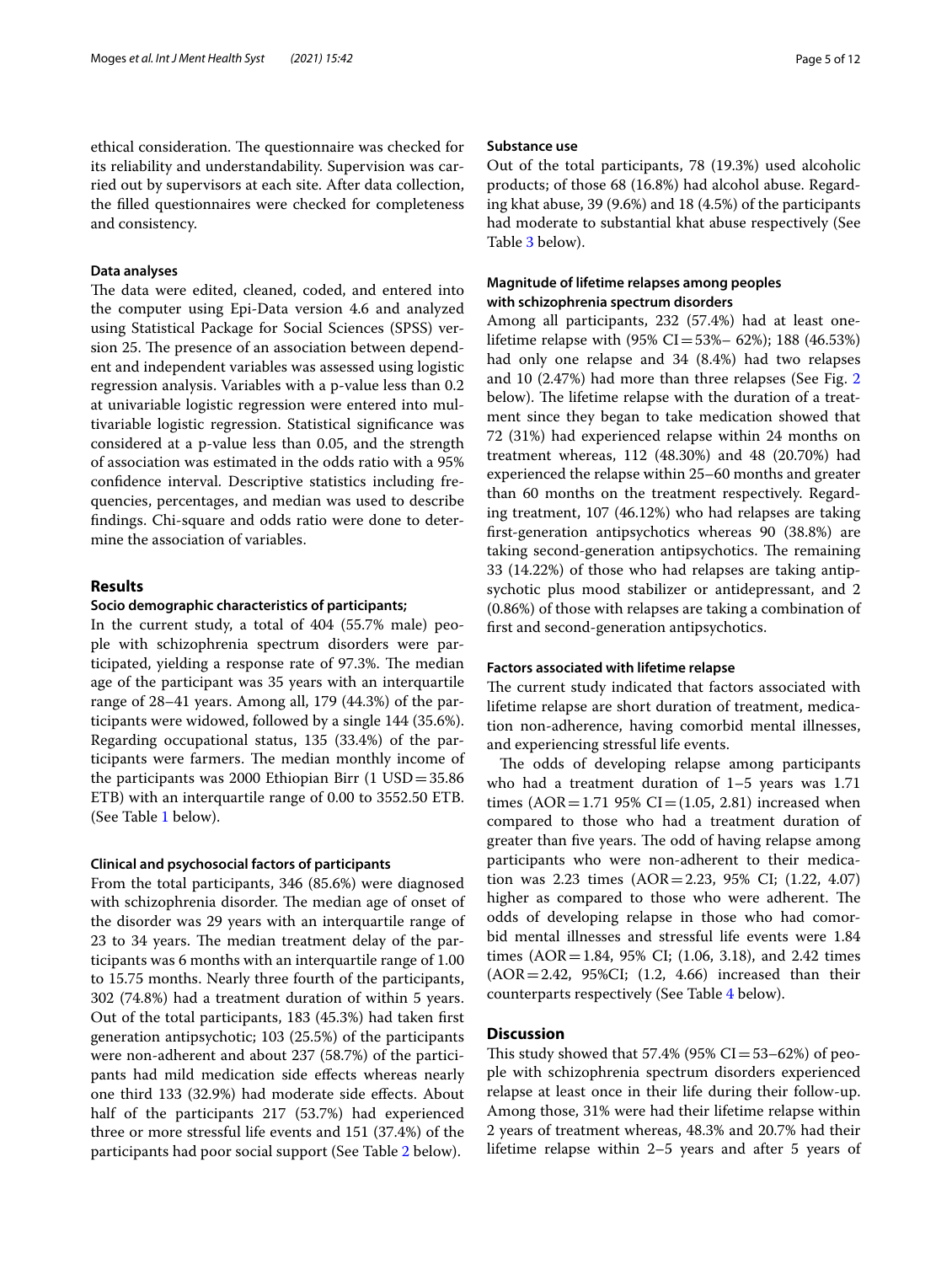ethical consideration. The questionnaire was checked for its reliability and understandability. Supervision was carried out by supervisors at each site. After data collection, the filled questionnaires were checked for completeness and consistency.

### Data analyses

The data were edited, cleaned, coded, and entered into the computer using Epi-Data version 4.6 and analyzed using Statistical Package for Social Sciences (SPSS) version 25. The presence of an association between dependent and independent variables was assessed using logistic regression analysis. Variables with a p-value less than 0.2 at univariable logistic regression were entered into multivariable logistic regression. Statistical significance was considered at a p-value less than 0.05, and the strength of association was estimated in the odds ratio with a 95% confidence interval. Descriptive statistics including frequencies, percentages, and median was used to describe findings. Chi-square and odds ratio were done to determine the association of variables.

## Results

### Socio demographic characteristics of participants;

In the current study, a total of 404 (55.7% male) people with schizophrenia spectrum disorders were participated, yielding a response rate of 97.3%. The median age of the participant was 35 years with an interquartile range of 28–41 years. Among all, 179 (44.3%) of the participants were widowed, followed by a single 144 (35.6%). Regarding occupational status, 135 (33.4%) of the participants were farmers. The median monthly income of the participants was 2000 Ethiopian Birr (1 USD = 35.86 ETB) with an interquartile range of 0.00 to 3552.50 ETB. (See Table 1 below).

### Clinical and psychosocial factors of participants

From the total participants, 346 (85.6%) were diagnosed with schizophrenia disorder. The median age of onset of the disorder was 29 years with an interquartile range of 23 to 34 years. The median treatment delay of the participants was 6 months with an interquartile range of 1.00 to 15.75 months. Nearly three fourth of the participants, 302 (74.8%) had a treatment duration of within 5 years. Out of the total participants, 183 (45.3%) had taken first generation antipsychotic; 103 (25.5%) of the participants were non-adherent and about 237 (58.7%) of the participants had mild medication side effects whereas nearly one third 133 (32.9%) had moderate side effects. About half of the participants 217 (53.7%) had experienced three or more stressful life events and 151 (37.4%) of the participants had poor social support (See Table 2 below).

### Substance use

Out of the total participants, 78 (19.3%) used alcoholic products; of those 68 (16.8%) had alcohol abuse. Regarding khat abuse, 39 (9.6%) and 18 (4.5%) of the participants had moderate to substantial khat abuse respectively (See Table 3 below).

### Magnitude of lifetime relapses among peoples with schizophrenia spectrum disorders

Among all participants, 232 (57.4%) had at least one-lifetime relapse with (95% CI = 53%– 62%); 188 (46.53%) had only one relapse and 34 (8.4%) had two relapses and 10 (2.47%) had more than three relapses (See Fig. 2 below). The lifetime relapse with the duration of a treatment since they began to take medication showed that 72 (31%) had experienced relapse within 24 months on treatment whereas, 112 (48.30%) and 48 (20.70%) had experienced the relapse within 25–60 months and greater than 60 months on the treatment respectively. Regarding treatment, 107 (46.12%) who had relapses are taking first-generation antipsychotics whereas 90 (38.8%) are taking second-generation antipsychotics. The remaining 33 (14.22%) of those who had relapses are taking antipsychotic plus mood stabilizer or antidepressant, and 2 (0.86%) of those with relapses are taking a combination of first and second-generation antipsychotics.

### Factors associated with lifetime relapse

The current study indicated that factors associated with lifetime relapse are short duration of treatment, medication non-adherence, having comorbid mental illnesses, and experiencing stressful life events.

The odds of developing relapse among participants who had a treatment duration of 1–5 years was 1.71 times (AOR = 1.71 95% CI = (1.05, 2.81) increased when compared to those who had a treatment duration of greater than five years. The odd of having relapse among participants who were non-adherent to their medication was 2.23 times (AOR = 2.23, 95% CI; (1.22, 4.07) higher as compared to those who were adherent. The odds of developing relapse in those who had comorbid mental illnesses and stressful life events were 1.84 times (AOR = 1.84, 95% CI; (1.06, 3.18), and 2.42 times (AOR = 2.42, 95%CI; (1.2, 4.66) increased than their counterparts respectively (See Table 4 below).

## Discussion

This study showed that 57.4% (95% CI = 53–62%) of people with schizophrenia spectrum disorders experienced relapse at least once in their life during their follow-up. Among those, 31% were had their lifetime relapse within 2 years of treatment whereas, 48.3% and 20.7% had their lifetime relapse within 2–5 years and after 5 years of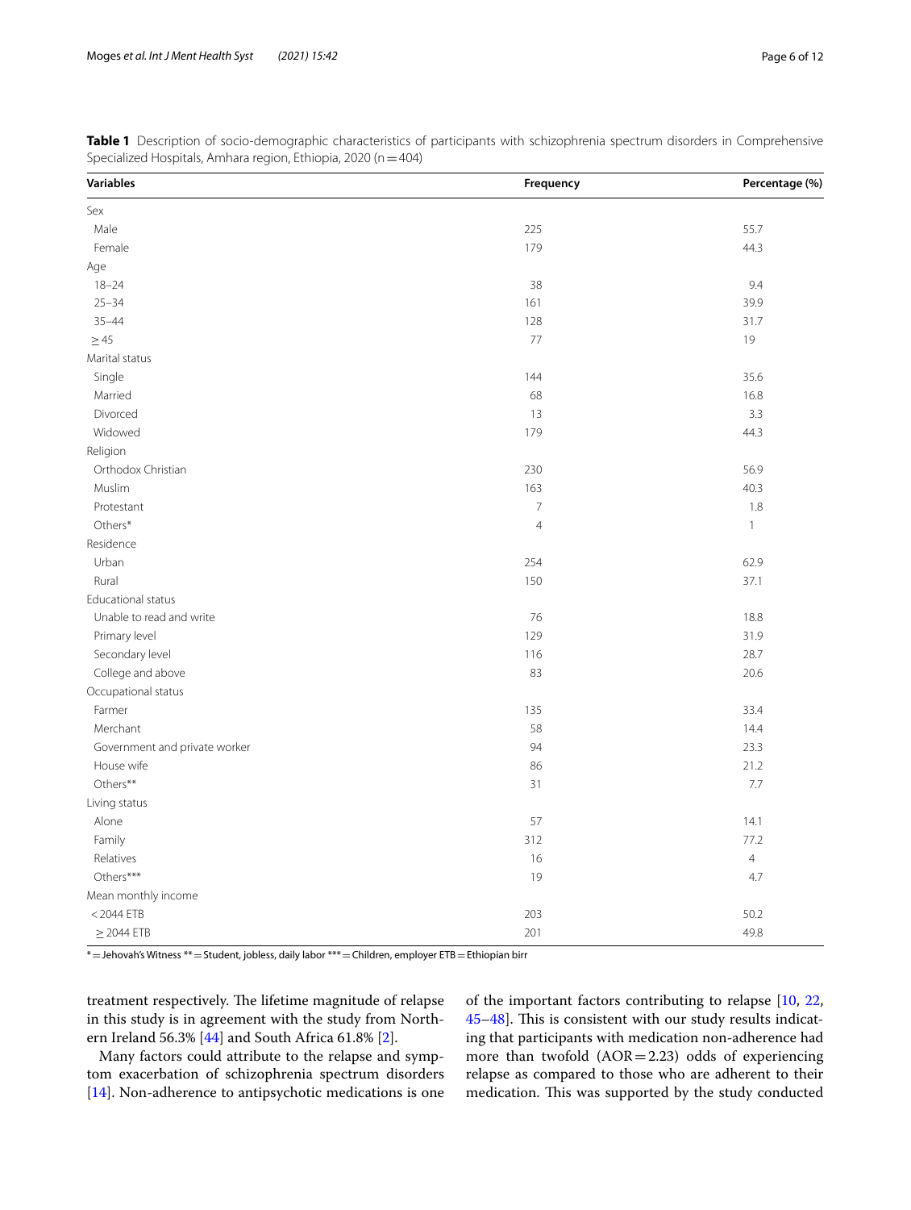**Table 1** Description of socio-demographic characteristics of participants with schizophrenia spectrum disorders in Comprehensive Specialized Hospitals, Amhara region, Ethiopia, 2020 (n = 404)

| Variables | Frequency | Percentage (%) |
|---|---|---|
| Sex | | |
| Male | 225 | 55.7 |
| Female | 179 | 44.3 |
| Age | | |
| 18–24 | 38 | 9.4 |
| 25–34 | 161 | 39.9 |
| 35–44 | 128 | 31.7 |
| ≥ 45 | 77 | 19 |
| Marital status | | |
| Single | 144 | 35.6 |
| Married | 68 | 16.8 |
| Divorced | 13 | 3.3 |
| Widowed | 179 | 44.3 |
| Religion | | |
| Orthodox Christian | 230 | 56.9 |
| Muslim | 163 | 40.3 |
| Protestant | 7 | 1.8 |
| Others* | 4 | 1 |
| Residence | | |
| Urban | 254 | 62.9 |
| Rural | 150 | 37.1 |
| Educational status | | |
| Unable to read and write | 76 | 18.8 |
| Primary level | 129 | 31.9 |
| Secondary level | 116 | 28.7 |
| College and above | 83 | 20.6 |
| Occupational status | | |
| Farmer | 135 | 33.4 |
| Merchant | 58 | 14.4 |
| Government and private worker | 94 | 23.3 |
| House wife | 86 | 21.2 |
| Others** | 31 | 7.7 |
| Living status | | |
| Alone | 57 | 14.1 |
| Family | 312 | 77.2 |
| Relatives | 16 | 4 |
| Others*** | 19 | 4.7 |
| Mean monthly income | | |
| < 2044 ETB | 203 | 50.2 |
| ≥ 2044 ETB | 201 | 49.8 |

* = Jehovah's Witness ** = Student, jobless, daily labor *** = Children, employer ETB = Ethiopian birr

treatment respectively. The lifetime magnitude of relapse in this study is in agreement with the study from Northern Ireland 56.3% [44] and South Africa 61.8% [2].

Many factors could attribute to the relapse and symptom exacerbation of schizophrenia spectrum disorders [14]. Non-adherence to antipsychotic medications is one of the important factors contributing to relapse [10, 22, 45–48]. This is consistent with our study results indicating that participants with medication non-adherence had more than twofold (AOR = 2.23) odds of experiencing relapse as compared to those who are adherent to their medication. This was supported by the study conducted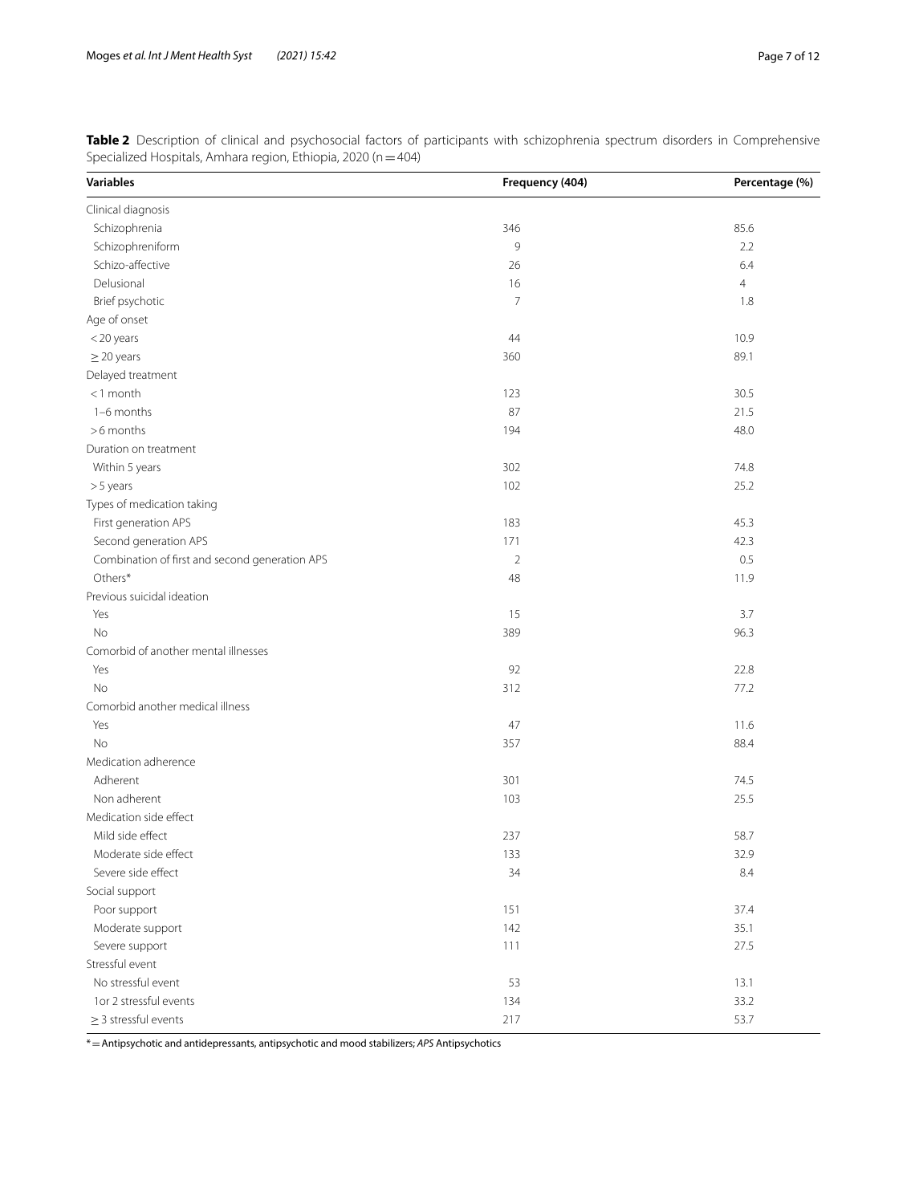**Table 2** Description of clinical and psychosocial factors of participants with schizophrenia spectrum disorders in Comprehensive Specialized Hospitals, Amhara region, Ethiopia, 2020 (n = 404)

| Variables | Frequency (404) | Percentage (%) |
|---|---|---|
| Clinical diagnosis | | |
| Schizophrenia | 346 | 85.6 |
| Schizophreniform | 9 | 2.2 |
| Schizo-affective | 26 | 6.4 |
| Delusional | 16 | 4 |
| Brief psychotic | 7 | 1.8 |
| Age of onset | | |
| < 20 years | 44 | 10.9 |
| ≥ 20 years | 360 | 89.1 |
| Delayed treatment | | |
| < 1 month | 123 | 30.5 |
| 1–6 months | 87 | 21.5 |
| > 6 months | 194 | 48.0 |
| Duration on treatment | | |
| Within 5 years | 302 | 74.8 |
| > 5 years | 102 | 25.2 |
| Types of medication taking | | |
| First generation APS | 183 | 45.3 |
| Second generation APS | 171 | 42.3 |
| Combination of first and second generation APS | 2 | 0.5 |
| Others* | 48 | 11.9 |
| Previous suicidal ideation | | |
| Yes | 15 | 3.7 |
| No | 389 | 96.3 |
| Comorbid of another mental illnesses | | |
| Yes | 92 | 22.8 |
| No | 312 | 77.2 |
| Comorbid another medical illness | | |
| Yes | 47 | 11.6 |
| No | 357 | 88.4 |
| Medication adherence | | |
| Adherent | 301 | 74.5 |
| Non adherent | 103 | 25.5 |
| Medication side effect | | |
| Mild side effect | 237 | 58.7 |
| Moderate side effect | 133 | 32.9 |
| Severe side effect | 34 | 8.4 |
| Social support | | |
| Poor support | 151 | 37.4 |
| Moderate support | 142 | 35.1 |
| Severe support | 111 | 27.5 |
| Stressful event | | |
| No stressful event | 53 | 13.1 |
| 1or 2 stressful events | 134 | 33.2 |
| ≥ 3 stressful events | 217 | 53.7 |

* = Antipsychotic and antidepressants, antipsychotic and mood stabilizers; *APS* Antipsychotics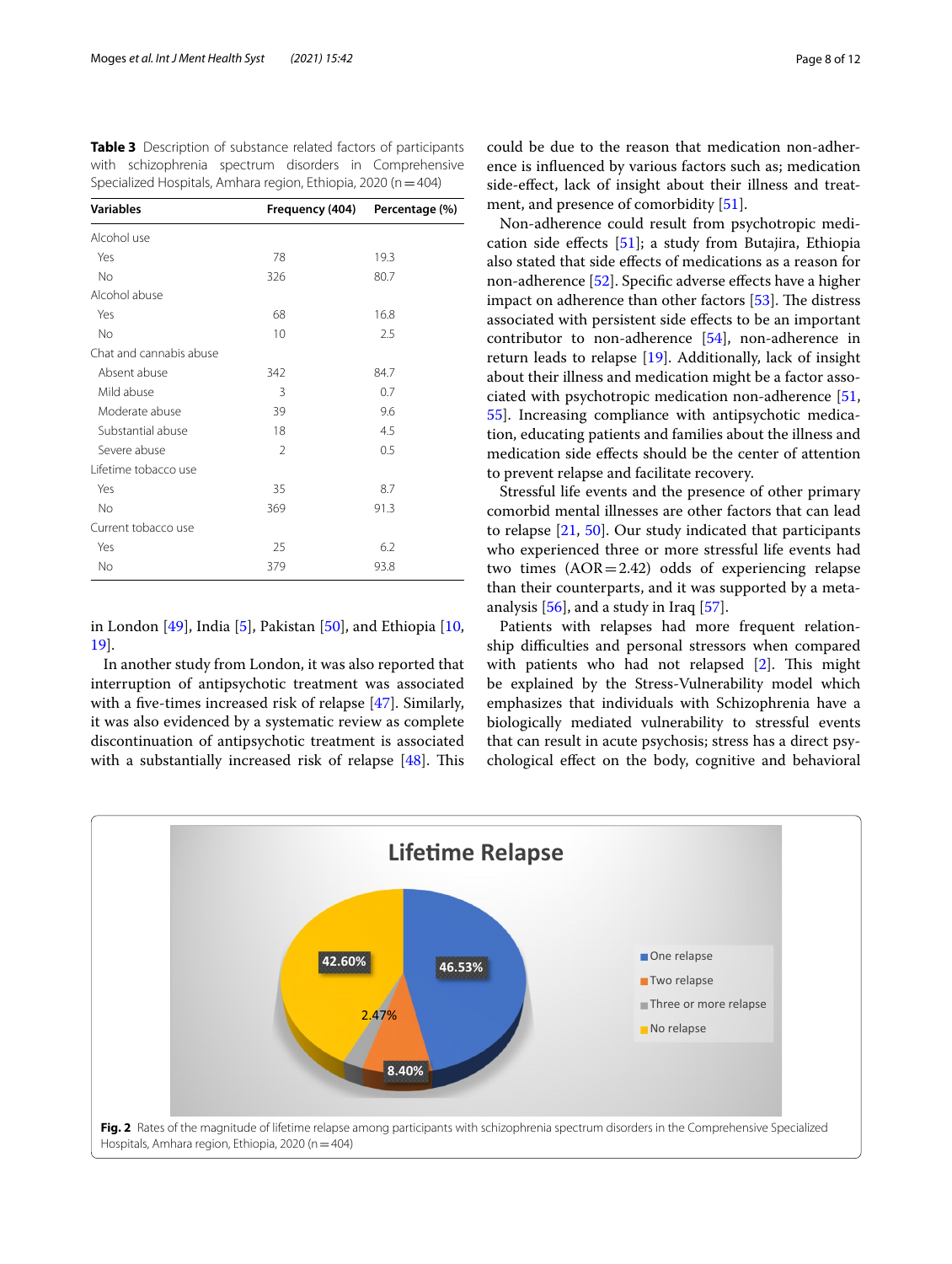**Table 3** Description of substance related factors of participants with schizophrenia spectrum disorders in Comprehensive Specialized Hospitals, Amhara region, Ethiopia, 2020 (n = 404)

| Variables | Frequency (404) | Percentage (%) |
|---|---|---|
| Alcohol use | | |
| Yes | 78 | 19.3 |
| No | 326 | 80.7 |
| Alcohol abuse | | |
| Yes | 68 | 16.8 |
| No | 10 | 2.5 |
| Chat and cannabis abuse | | |
| Absent abuse | 342 | 84.7 |
| Mild abuse | 3 | 0.7 |
| Moderate abuse | 39 | 9.6 |
| Substantial abuse | 18 | 4.5 |
| Severe abuse | 2 | 0.5 |
| Lifetime tobacco use | | |
| Yes | 35 | 8.7 |
| No | 369 | 91.3 |
| Current tobacco use | | |
| Yes | 25 | 6.2 |
| No | 379 | 93.8 |

in London [49], India [5], Pakistan [50], and Ethiopia [10, 19].

In another study from London, it was also reported that interruption of antipsychotic treatment was associated with a five-times increased risk of relapse [47]. Similarly, it was also evidenced by a systematic review as complete discontinuation of antipsychotic treatment is associated with a substantially increased risk of relapse [48]. This could be due to the reason that medication non-adherence is influenced by various factors such as; medication side-effect, lack of insight about their illness and treatment, and presence of comorbidity [51].

Non-adherence could result from psychotropic medication side effects [51]; a study from Butajira, Ethiopia also stated that side effects of medications as a reason for non-adherence [52]. Specific adverse effects have a higher impact on adherence than other factors [53]. The distress associated with persistent side effects to be an important contributor to non-adherence [54], non-adherence in return leads to relapse [19]. Additionally, lack of insight about their illness and medication might be a factor associated with psychotropic medication non-adherence [51, 55]. Increasing compliance with antipsychotic medication, educating patients and families about the illness and medication side effects should be the center of attention to prevent relapse and facilitate recovery.

Stressful life events and the presence of other primary comorbid mental illnesses are other factors that can lead to relapse [21, 50]. Our study indicated that participants who experienced three or more stressful life events had two times (AOR = 2.42) odds of experiencing relapse than their counterparts, and it was supported by a meta-analysis [56], and a study in Iraq [57].

Patients with relapses had more frequent relationship difficulties and personal stressors when compared with patients who had not relapsed [2]. This might be explained by the Stress-Vulnerability model which emphasizes that individuals with Schizophrenia have a biologically mediated vulnerability to stressful events that can result in acute psychosis; stress has a direct psychological effect on the body, cognitive and behavioral

**Fig. 2** Rates of the magnitude of lifetime relapse among participants with schizophrenia spectrum disorders in the Comprehensive Specialized Hospitals, Amhara region, Ethiopia, 2020 (n = 404)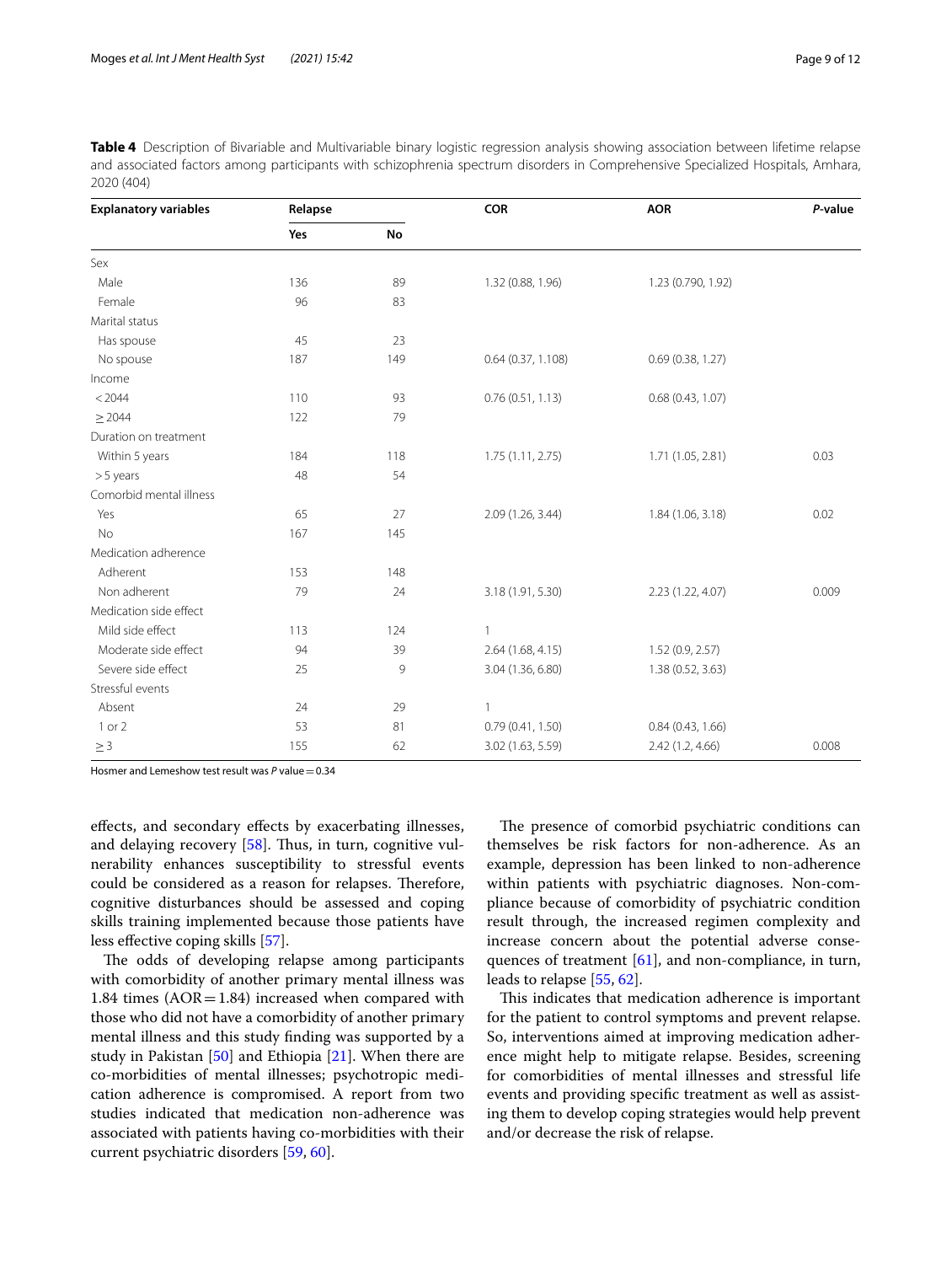**Table 4** Description of Bivariable and Multivariable binary logistic regression analysis showing association between lifetime relapse and associated factors among participants with schizophrenia spectrum disorders in Comprehensive Specialized Hospitals, Amhara, 2020 (404)

| Explanatory variables | Relapse | | COR | AOR | *P*-value |
|---|---|---|---|---|---|
| | Yes | No | | | |
| Sex | | | | | |
| Male | 136 | 89 | 1.32 (0.88, 1.96) | 1.23 (0.790, 1.92) | |
| Female | 96 | 83 | | | |
| Marital status | | | | | |
| Has spouse | 45 | 23 | | | |
| No spouse | 187 | 149 | 0.64 (0.37, 1.108) | 0.69 (0.38, 1.27) | |
| Income | | | | | |
| < 2044 | 110 | 93 | 0.76 (0.51, 1.13) | 0.68 (0.43, 1.07) | |
| ≥ 2044 | 122 | 79 | | | |
| Duration on treatment | | | | | |
| Within 5 years | 184 | 118 | 1.75 (1.11, 2.75) | 1.71 (1.05, 2.81) | 0.03 |
| > 5 years | 48 | 54 | | | |
| Comorbid mental illness | | | | | |
| Yes | 65 | 27 | 2.09 (1.26, 3.44) | 1.84 (1.06, 3.18) | 0.02 |
| No | 167 | 145 | | | |
| Medication adherence | | | | | |
| Adherent | 153 | 148 | | | |
| Non adherent | 79 | 24 | 3.18 (1.91, 5.30) | 2.23 (1.22, 4.07) | 0.009 |
| Medication side effect | | | | | |
| Mild side effect | 113 | 124 | 1 | | |
| Moderate side effect | 94 | 39 | 2.64 (1.68, 4.15) | 1.52 (0.9, 2.57) | |
| Severe side effect | 25 | 9 | 3.04 (1.36, 6.80) | 1.38 (0.52, 3.63) | |
| Stressful events | | | | | |
| Absent | 24 | 29 | 1 | | |
| 1 or 2 | 53 | 81 | 0.79 (0.41, 1.50) | 0.84 (0.43, 1.66) | |
| ≥ 3 | 155 | 62 | 3.02 (1.63, 5.59) | 2.42 (1.2, 4.66) | 0.008 |

Hosmer and Lemeshow test result was *P* value = 0.34

effects, and secondary effects by exacerbating illnesses, and delaying recovery [58]. Thus, in turn, cognitive vulnerability enhances susceptibility to stressful events could be considered as a reason for relapses. Therefore, cognitive disturbances should be assessed and coping skills training implemented because those patients have less effective coping skills [57].

The odds of developing relapse among participants with comorbidity of another primary mental illness was 1.84 times (AOR = 1.84) increased when compared with those who did not have a comorbidity of another primary mental illness and this study finding was supported by a study in Pakistan [50] and Ethiopia [21]. When there are co-morbidities of mental illnesses; psychotropic medication adherence is compromised. A report from two studies indicated that medication non-adherence was associated with patients having co-morbidities with their current psychiatric disorders [59, 60].

The presence of comorbid psychiatric conditions can themselves be risk factors for non-adherence. As an example, depression has been linked to non-adherence within patients with psychiatric diagnoses. Non-compliance because of comorbidity of psychiatric condition result through, the increased regimen complexity and increase concern about the potential adverse consequences of treatment [61], and non-compliance, in turn, leads to relapse [55, 62].

This indicates that medication adherence is important for the patient to control symptoms and prevent relapse. So, interventions aimed at improving medication adherence might help to mitigate relapse. Besides, screening for comorbidities of mental illnesses and stressful life events and providing specific treatment as well as assisting them to develop coping strategies would help prevent and/or decrease the risk of relapse.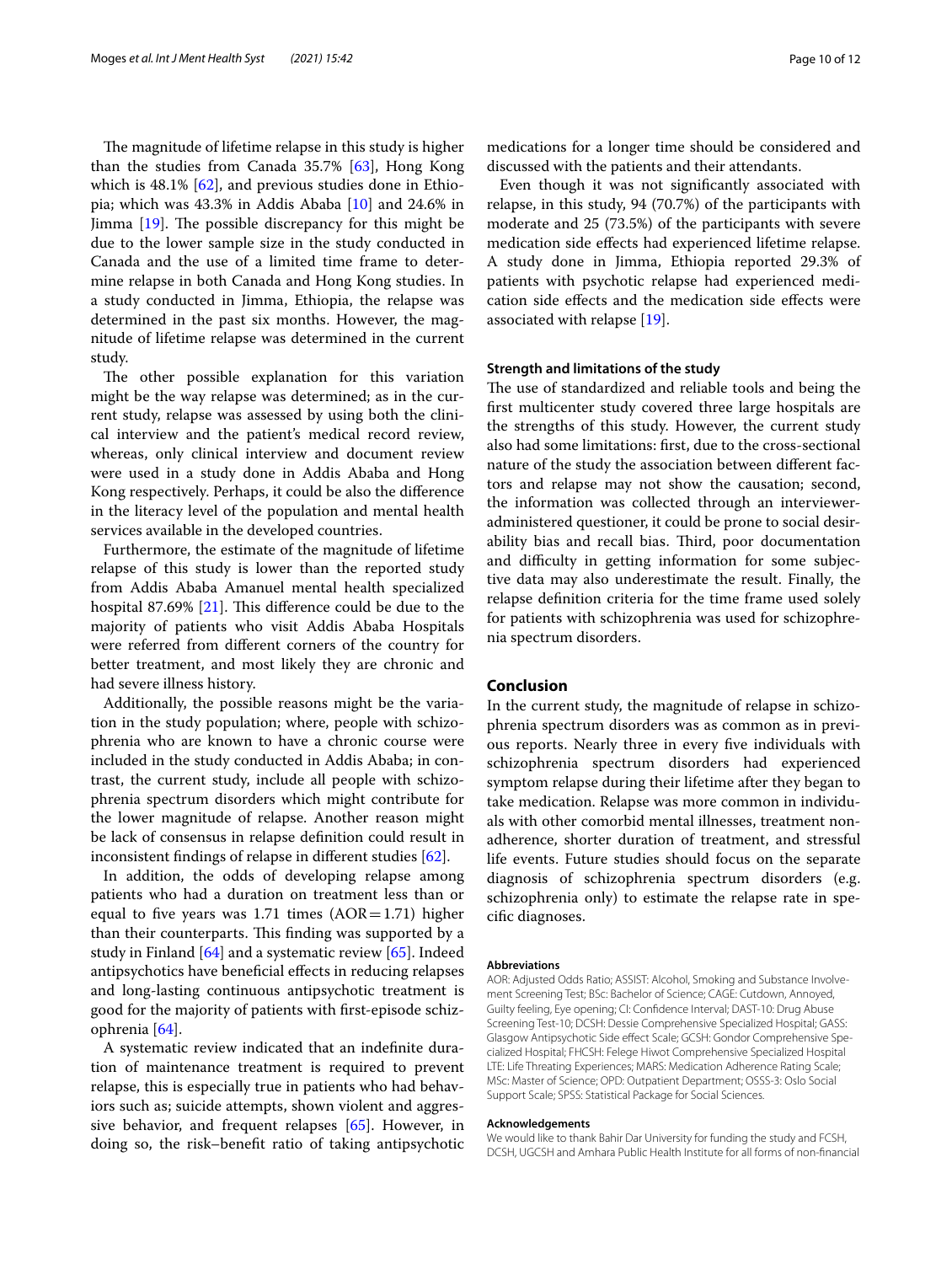The magnitude of lifetime relapse in this study is higher than the studies from Canada 35.7% [63], Hong Kong which is 48.1% [62], and previous studies done in Ethiopia; which was 43.3% in Addis Ababa [10] and 24.6% in Jimma [19]. The possible discrepancy for this might be due to the lower sample size in the study conducted in Canada and the use of a limited time frame to determine relapse in both Canada and Hong Kong studies. In a study conducted in Jimma, Ethiopia, the relapse was determined in the past six months. However, the magnitude of lifetime relapse was determined in the current study.

The other possible explanation for this variation might be the way relapse was determined; as in the current study, relapse was assessed by using both the clinical interview and the patient's medical record review, whereas, only clinical interview and document review were used in a study done in Addis Ababa and Hong Kong respectively. Perhaps, it could be also the difference in the literacy level of the population and mental health services available in the developed countries.

Furthermore, the estimate of the magnitude of lifetime relapse of this study is lower than the reported study from Addis Ababa Amanuel mental health specialized hospital 87.69% [21]. This difference could be due to the majority of patients who visit Addis Ababa Hospitals were referred from different corners of the country for better treatment, and most likely they are chronic and had severe illness history.

Additionally, the possible reasons might be the variation in the study population; where, people with schizophrenia who are known to have a chronic course were included in the study conducted in Addis Ababa; in contrast, the current study, include all people with schizophrenia spectrum disorders which might contribute for the lower magnitude of relapse. Another reason might be lack of consensus in relapse definition could result in inconsistent findings of relapse in different studies [62].

In addition, the odds of developing relapse among patients who had a duration on treatment less than or equal to five years was 1.71 times (AOR = 1.71) higher than their counterparts. This finding was supported by a study in Finland [64] and a systematic review [65]. Indeed antipsychotics have beneficial effects in reducing relapses and long-lasting continuous antipsychotic treatment is good for the majority of patients with first-episode schizophrenia [64].

A systematic review indicated that an indefinite duration of maintenance treatment is required to prevent relapse, this is especially true in patients who had behaviors such as; suicide attempts, shown violent and aggressive behavior, and frequent relapses [65]. However, in doing so, the risk–benefit ratio of taking antipsychotic medications for a longer time should be considered and discussed with the patients and their attendants.

Even though it was not significantly associated with relapse, in this study, 94 (70.7%) of the participants with moderate and 25 (73.5%) of the participants with severe medication side effects had experienced lifetime relapse. A study done in Jimma, Ethiopia reported 29.3% of patients with psychotic relapse had experienced medication side effects and the medication side effects were associated with relapse [19].

### Strength and limitations of the study

The use of standardized and reliable tools and being the first multicenter study covered three large hospitals are the strengths of this study. However, the current study also had some limitations: first, due to the cross-sectional nature of the study the association between different factors and relapse may not show the causation; second, the information was collected through an interviewer-administered questioner, it could be prone to social desirability bias and recall bias. Third, poor documentation and difficulty in getting information for some subjective data may also underestimate the result. Finally, the relapse definition criteria for the time frame used solely for patients with schizophrenia was used for schizophrenia spectrum disorders.

## Conclusion

In the current study, the magnitude of relapse in schizophrenia spectrum disorders was as common as in previous reports. Nearly three in every five individuals with schizophrenia spectrum disorders had experienced symptom relapse during their lifetime after they began to take medication. Relapse was more common in individuals with other comorbid mental illnesses, treatment non-adherence, shorter duration of treatment, and stressful life events. Future studies should focus on the separate diagnosis of schizophrenia spectrum disorders (e.g. schizophrenia only) to estimate the relapse rate in specific diagnoses.

#### Abbreviations

AOR: Adjusted Odds Ratio; ASSIST: Alcohol, Smoking and Substance Involvement Screening Test; BSc: Bachelor of Science; CAGE: Cutdown, Annoyed, Guilty feeling, Eye opening; CI: Confidence Interval; DAST-10: Drug Abuse Screening Test-10; DCSH: Dessie Comprehensive Specialized Hospital; GASS: Glasgow Antipsychotic Side effect Scale; GCSH: Gondor Comprehensive Specialized Hospital; FHCSH: Felege Hiwot Comprehensive Specialized Hospital LTE: Life Threating Experiences; MARS: Medication Adherence Rating Scale; MSc: Master of Science; OPD: Outpatient Department; OSSS-3: Oslo Social Support Scale; SPSS: Statistical Package for Social Sciences.

#### Acknowledgements

We would like to thank Bahir Dar University for funding the study and FCSH, DCSH, UGCSH and Amhara Public Health Institute for all forms of non-financial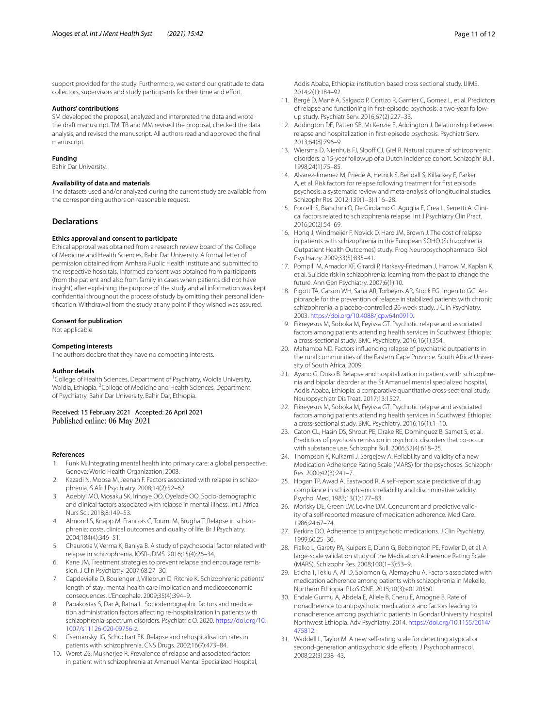support provided for the study. Furthermore, we extend our gratitude to data collectors, supervisors and study participants for their time and effort.

### Authors' contributions

SM developed the proposal, analyzed and interpreted the data and wrote the draft manuscript. TM, TB and MM revised the proposal, checked the data analysis, and revised the manuscript. All authors read and approved the final manuscript.

### Funding

Bahir Dar University.

### Availability of data and materials

The datasets used and/or analyzed during the current study are available from the corresponding authors on reasonable request.

## Declarations

### Ethics approval and consent to participate

Ethical approval was obtained from a research review board of the College of Medicine and Health Sciences, Bahir Dar University. A formal letter of permission obtained from Amhara Public Health Institute and submitted to the respective hospitals. Informed consent was obtained from participants (from the patient and also from family in cases when patients did not have insight) after explaining the purpose of the study and all information was kept confidential throughout the process of study by omitting their personal identification. Withdrawal from the study at any point if they wished was assured.

### Consent for publication

Not applicable.

### Competing interests

The authors declare that they have no competing interests.

### Author details

[1] College of Health Sciences, Department of Psychiatry, Woldia University, Woldia, Ethiopia. [2] College of Medicine and Health Sciences, Department of Psychiatry, Bahir Dar University, Bahir Dar, Ethiopia.

Received: 15 February 2021 Accepted: 26 April 2021
Published online: 06 May 2021

### References

1. Funk M. Integrating mental health into primary care: a global perspective. Geneva: World Health Organization; 2008.
2. Kazadi N, Moosa M, Jeenah F. Factors associated with relapse in schizophrenia. S Afr J Psychiatry. 2008;14(2):52–62.
3. Adebiyi MO, Mosaku SK, Irinoye OO, Oyelade OO. Socio-demographic and clinical factors associated with relapse in mental illness. Int J Africa Nurs Sci. 2018;8:149–53.
4. Almond S, Knapp M, Francois C, Toumi M, Brugha T. Relapse in schizophrenia: costs, clinical outcomes and quality of life. Br J Psychiatry. 2004;184(4):346–51.
5. Chaurotia V, Verma K, Baniya B. A study of psychosocial factor related with relapse in schizophrenia. IOSR-JDMS. 2016;15(4):26–34.
6. Kane JM. Treatment strategies to prevent relapse and encourage remission. J Clin Psychiatry. 2007;68:27–30.
7. Capdevielle D, Boulenger J, Villebrun D, Ritchie K. Schizophrenic patients' length of stay: mental health care implication and medicoeconomic consequences. L'Encephale. 2009;35(4):394–9.
8. Papakostas S, Dar A, Ratna L. Sociodemographic factors and medication administration factors affecting re-hospitalization in patients with schizophrenia-spectrum disorders. Psychiatric Q. 2020. https://doi.org/10.1007/s11126-020-09756-z.
9. Csernansky JG, Schuchart EK. Relapse and rehospitalisation rates in patients with schizophrenia. CNS Drugs. 2002;16(7):473–84.
10. Weret ZS, Mukherjee R. Prevalence of relapse and associated factors in patient with schizophrenia at Amanuel Mental Specialized Hospital, Addis Ababa, Ethiopia: institution based cross sectional study. IJIMS. 2014;2(1):184–92.
11. Bergé D, Mané A, Salgado P, Cortizo R, Garnier C, Gomez L, et al. Predictors of relapse and functioning in first-episode psychosis: a two-year follow-up study. Psychiatr Serv. 2016;67(2):227–33.
12. Addington DE, Patten SB, McKenzie E, Addington J. Relationship between relapse and hospitalization in first-episode psychosis. Psychiatr Serv. 2013;64(8):796–9.
13. Wiersma D, Nienhuis FJ, Slooff CJ, Giel R. Natural course of schizophrenic disorders: a 15-year followup of a Dutch incidence cohort. Schizophr Bull. 1998;24(1):75–85.
14. Alvarez-Jimenez M, Priede A, Hetrick S, Bendall S, Killackey E, Parker A, et al. Risk factors for relapse following treatment for first episode psychosis: a systematic review and meta-analysis of longitudinal studies. Schizophr Res. 2012;139(1–3):116–28.
15. Porcelli S, Bianchini O, De Girolamo G, Aguglia E, Crea L, Serretti A. Clinical factors related to schizophrenia relapse. Int J Psychiatry Clin Pract. 2016;20(2):54–69.
16. Hong J, Windmeijer F, Novick D, Haro JM, Brown J. The cost of relapse in patients with schizophrenia in the European SOHO (Schizophrenia Outpatient Health Outcomes) study. Prog Neuropsychopharmacol Biol Psychiatry. 2009;33(5):835–41.
17. Pompili M, Amador XF, Girardi P, Harkavy-Friedman J, Harrow M, Kaplan K, et al. Suicide risk in schizophrenia: learning from the past to change the future. Ann Gen Psychiatry. 2007;6(1):10.
18. Pigott TA, Carson WH, Saha AR, Torbeyns AR, Stock EG, Ingenito GG. Aripiprazole for the prevention of relapse in stabilized patients with chronic schizophrenia: a placebo-controlled 26-week study. J Clin Psychiatry. 2003. https://doi.org/10.4088/jcp.v64n0910.
19. Fikreyesus M, Soboka M, Feyissa GT. Psychotic relapse and associated factors among patients attending health services in Southwest Ethiopia: a cross-sectional study. BMC Psychiatry. 2016;16(1):354.
20. Mahamba ND. Factors influencing relapse of psychiatric outpatients in the rural communities of the Eastern Cape Province. South Africa: University of South Africa; 2009.
21. Ayano G, Duko B. Relapse and hospitalization in patients with schizophrenia and bipolar disorder at the St Amanuel mental specialized hospital, Addis Ababa, Ethiopia: a comparative quantitative cross-sectional study. Neuropsychiatr Dis Treat. 2017;13:1527.
22. Fikreyesus M, Soboka M, Feyissa GT. Psychotic relapse and associated factors among patients attending health services in Southwest Ethiopia: a cross-sectional study. BMC Psychiatry. 2016;16(1):1–10.
23. Caton CL, Hasin DS, Shrout PE, Drake RE, Dominguez B, Samet S, et al. Predictors of psychosis remission in psychotic disorders that co-occur with substance use. Schizophr Bull. 2006;32(4):618–25.
24. Thompson K, Kulkarni J, Sergejew A. Reliability and validity of a new Medication Adherence Rating Scale (MARS) for the psychoses. Schizophr Res. 2000;42(3):241–7.
25. Hogan TP, Awad A, Eastwood R. A self-report scale predictive of drug compliance in schizophrenics: reliability and discriminative validity. Psychol Med. 1983;13(1):177–83.
26. Morisky DE, Green LW, Levine DM. Concurrent and predictive validity of a self-reported measure of medication adherence. Med Care. 1986;24:67–74.
27. Perkins DO. Adherence to antipsychotic medications. J Clin Psychiatry. 1999;60:25–30.
28. Fialko L, Garety PA, Kuipers E, Dunn G, Bebbington PE, Fowler D, et al. A large-scale validation study of the Medication Adherence Rating Scale (MARS). Schizophr Res. 2008;100(1–3):53–9.
29. Eticha T, Teklu A, Ali D, Solomon G, Alemayehu A. Factors associated with medication adherence among patients with schizophrenia in Mekelle, Northern Ethiopia. PLoS ONE. 2015;10(3):e0120560.
30. Endale Gurmu A, Abdela E, Allele B, Cheru E, Amogne B. Rate of nonadherence to antipsychotic medications and factors leading to nonadherence among psychiatric patients in Gondar University Hospital Northwest Ethiopia. Adv Psychiatry. 2014. https://doi.org/10.1155/2014/475812.
31. Waddell L, Taylor M. A new self-rating scale for detecting atypical or second-generation antipsychotic side effects. J Psychopharmacol. 2008;22(3):238–43.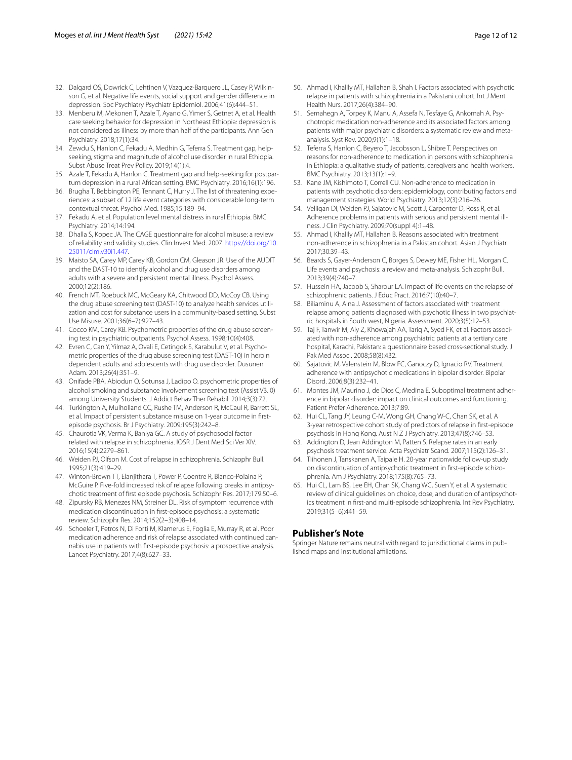32. Dalgard OS, Dowrick C, Lehtinen V, Vazquez-Barquero JL, Casey P, Wilkinson G, et al. Negative life events, social support and gender difference in depression. Soc Psychiatry Psychiatr Epidemiol. 2006;41(6):444–51.
33. Menberu M, Mekonen T, Azale T, Ayano G, Yimer S, Getnet A, et al. Health care seeking behavior for depression in Northeast Ethiopia: depression is not considered as illness by more than half of the participants. Ann Gen Psychiatry. 2018;17(1):34.
34. Zewdu S, Hanlon C, Fekadu A, Medhin G, Teferra S. Treatment gap, help-seeking, stigma and magnitude of alcohol use disorder in rural Ethiopia. Subst Abuse Treat Prev Policy. 2019;14(1):4.
35. Azale T, Fekadu A, Hanlon C. Treatment gap and help-seeking for postpartum depression in a rural African setting. BMC Psychiatry. 2016;16(1):196.
36. Brugha T, Bebbington PE, Tennant C, Hurry J. The list of threatening experiences: a subset of 12 life event categories with considerable long-term contextual threat. Psychol Med. 1985;15:189–94.
37. Fekadu A, et al. Population level mental distress in rural Ethiopia. BMC Psychiatry. 2014;14:194.
38. Dhalla S, Kopec JA. The CAGE questionnaire for alcohol misuse: a review of reliability and validity studies. Clin Invest Med. 2007. https://doi.org/10.25011/cim.v30i1.447.
39. Maisto SA, Carey MP, Carey KB, Gordon CM, Gleason JR. Use of the AUDIT and the DAST-10 to identify alcohol and drug use disorders among adults with a severe and persistent mental illness. Psychol Assess. 2000;12(2):186.
40. French MT, Roebuck MC, McGeary KA, Chitwood DD, McCoy CB. Using the drug abuse screening test (DAST-10) to analyze health services utilization and cost for substance users in a community-based setting. Subst Use Misuse. 2001;36(6–7):927–43.
41. Cocco KM, Carey KB. Psychometric properties of the drug abuse screening test in psychiatric outpatients. Psychol Assess. 1998;10(4):408.
42. Evren C, Can Y, Yilmaz A, Ovali E, Cetingok S, Karabulut V, et al. Psychometric properties of the drug abuse screening test (DAST-10) in heroin dependent adults and adolescents with drug use disorder. Dusunen Adam. 2013;26(4):351–9.
43. Onifade PBA, Abiodun O, Sotunsa J, Ladipo O. psychometric properties of alcohol smoking and substance involvement screening test (Assist V3. 0) among University Students. J Addict Behav Ther Rehabil. 2014;3(3):72.
44. Turkington A, Mulholland CC, Rushe TM, Anderson R, McCaul R, Barrett SL, et al. Impact of persistent substance misuse on 1-year outcome in first-episode psychosis. Br J Psychiatry. 2009;195(3):242–8.
45. Chaurotia VK, Verma K, Baniya GC. A study of psychosocial factor related with relapse in schizophrenia. IOSR J Dent Med Sci Ver XIV. 2016;15(4):2279–861.
46. Weiden PJ, Olfson M. Cost of relapse in schizophrenia. Schizophr Bull. 1995;21(3):419–29.
47. Winton-Brown TT, Elanjithara T, Power P, Coentre R, Blanco-Polaina P, McGuire P. Five-fold increased risk of relapse following breaks in antipsychotic treatment of first episode psychosis. Schizophr Res. 2017;179:50–6.
48. Zipursky RB, Menezes NM, Streiner DL. Risk of symptom recurrence with medication discontinuation in first-episode psychosis: a systematic review. Schizophr Res. 2014;152(2–3):408–14.
49. Schoeler T, Petros N, Di Forti M, Klamerus E, Foglia E, Murray R, et al. Poor medication adherence and risk of relapse associated with continued cannabis use in patients with first-episode psychosis: a prospective analysis. Lancet Psychiatry. 2017;4(8):627–33.
50. Ahmad I, Khalily MT, Hallahan B, Shah I. Factors associated with psychotic relapse in patients with schizophrenia in a Pakistani cohort. Int J Ment Health Nurs. 2017;26(4):384–90.
51. Semahegn A, Torpey K, Manu A, Assefa N, Tesfaye G, Ankomah A. Psychotropic medication non-adherence and its associated factors among patients with major psychiatric disorders: a systematic review and meta-analysis. Syst Rev. 2020;9(1):1–18.
52. Teferra S, Hanlon C, Beyero T, Jacobsson L, Shibre T. Perspectives on reasons for non-adherence to medication in persons with schizophrenia in Ethiopia: a qualitative study of patients, caregivers and health workers. BMC Psychiatry. 2013;13(1):1–9.
53. Kane JM, Kishimoto T, Correll CU. Non-adherence to medication in patients with psychotic disorders: epidemiology, contributing factors and management strategies. World Psychiatry. 2013;12(3):216–26.
54. Velligan DI, Weiden PJ, Sajatovic M, Scott J, Carpenter D, Ross R, et al. Adherence problems in patients with serious and persistent mental illness. J Clin Psychiatry. 2009;70(suppl 4):1–48.
55. Ahmad I, Khalily MT, Hallahan B. Reasons associated with treatment non-adherence in schizophrenia in a Pakistan cohort. Asian J Psychiatr. 2017;30:39–43.
56. Beards S, Gayer-Anderson C, Borges S, Dewey ME, Fisher HL, Morgan C. Life events and psychosis: a review and meta-analysis. Schizophr Bull. 2013;39(4):740–7.
57. Hussein HA, Jacoob S, Sharour LA. Impact of life events on the relapse of schizophrenic patients. J Educ Pract. 2016;7(10):40–7.
58. Biliaminu A, Aina J. Assessment of factors associated with treatment relapse among patients diagnosed with psychotic illness in two psychiatric hospitals in South west, Nigeria. Assessment. 2020;3(5):12–53.
59. Taj F, Tanwir M, Aly Z, Khowajah AA, Tariq A, Syed FK, et al. Factors associated with non-adherence among psychiatric patients at a tertiary care hospital, Karachi, Pakistan: a questionnaire based cross-sectional study. J Pak Med Assoc . 2008;58(8):432.
60. Sajatovic M, Valenstein M, Blow FC, Ganoczy D, Ignacio RV. Treatment adherence with antipsychotic medications in bipolar disorder. Bipolar Disord. 2006;8(3):232–41.
61. Montes JM, Maurino J, de Dios C, Medina E. Suboptimal treatment adherence in bipolar disorder: impact on clinical outcomes and functioning. Patient Prefer Adherence. 2013;7:89.
62. Hui CL, Tang JY, Leung C-M, Wong GH, Chang W-C, Chan SK, et al. A 3-year retrospective cohort study of predictors of relapse in first-episode psychosis in Hong Kong. Aust N Z J Psychiatry. 2013;47(8):746–53.
63. Addington D, Jean Addington M, Patten S. Relapse rates in an early psychosis treatment service. Acta Psychiatr Scand. 2007;115(2):126–31.
64. Tiihonen J, Tanskanen A, Taipale H. 20-year nationwide follow-up study on discontinuation of antipsychotic treatment in first-episode schizophrenia. Am J Psychiatry. 2018;175(8):765–73.
65. Hui CL, Lam BS, Lee EH, Chan SK, Chang WC, Suen Y, et al. A systematic review of clinical guidelines on choice, dose, and duration of antipsychotics treatment in first-and multi-episode schizophrenia. Int Rev Psychiatry. 2019;31(5–6):441–59.

## Publisher's Note

Springer Nature remains neutral with regard to jurisdictional claims in published maps and institutional affiliations.